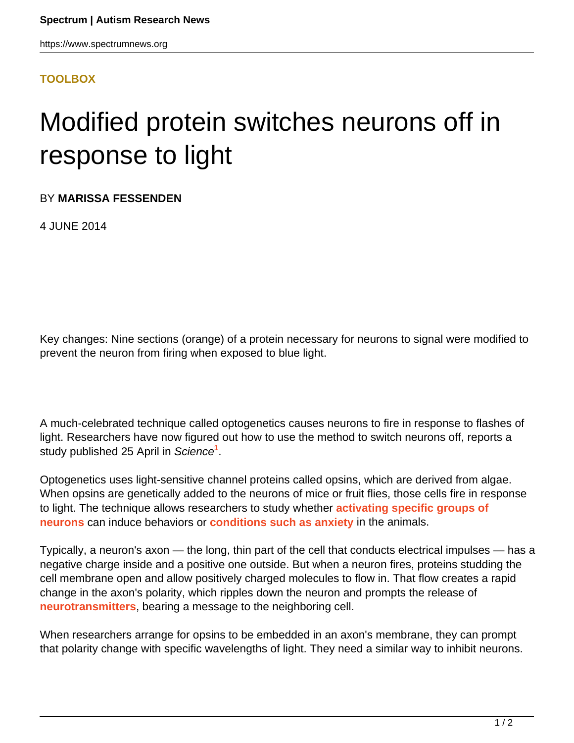**TOOLBOX**

# Modified protein switches neurons off in response to light

BY **MARISSA FESSENDEN**

4 JUNE 2014

Key changes: Nine sections (orange) of a protein necessary for neurons to signal were modified to prevent the neuron from firing when exposed to blue light.

A much-celebrated technique called optogenetics causes neurons to fire in response to flashes of light. Researchers have now figured out how to use the method to switch neurons off, reports a study published 25 April in *Science*[1].

Optogenetics uses light-sensitive channel proteins called opsins, which are derived from algae. When opsins are genetically added to the neurons of mice or fruit flies, those cells fire in response to light. The technique allows researchers to study whether **activating specific groups of neurons** can induce behaviors or **conditions such as anxiety** in the animals.

Typically, a neuron's axon — the long, thin part of the cell that conducts electrical impulses — has a negative charge inside and a positive one outside. But when a neuron fires, proteins studding the cell membrane open and allow positively charged molecules to flow in. That flow creates a rapid change in the axon's polarity, which ripples down the neuron and prompts the release of **neurotransmitters**, bearing a message to the neighboring cell.

When researchers arrange for opsins to be embedded in an axon's membrane, they can prompt that polarity change with specific wavelengths of light. They need a similar way to inhibit neurons.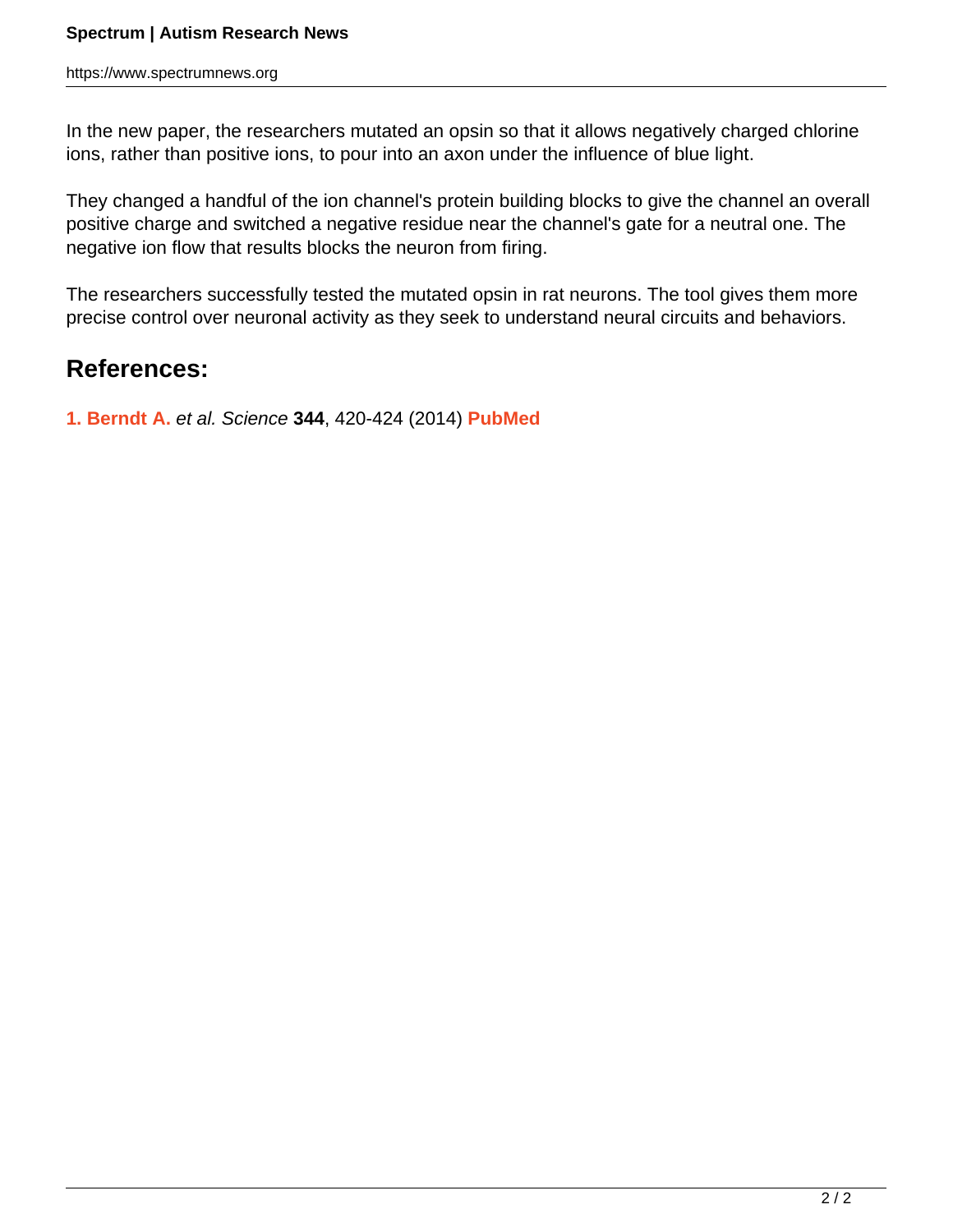In the new paper, the researchers mutated an opsin so that it allows negatively charged chlorine ions, rather than positive ions, to pour into an axon under the influence of blue light.

They changed a handful of the ion channel's protein building blocks to give the channel an overall positive charge and switched a negative residue near the channel's gate for a neutral one. The negative ion flow that results blocks the neuron from firing.

The researchers successfully tested the mutated opsin in rat neurons. The tool gives them more precise control over neuronal activity as they seek to understand neural circuits and behaviors.

## References:

1. **Berndt A.** *et al. Science* **344**, 420-424 (2014) **PubMed**